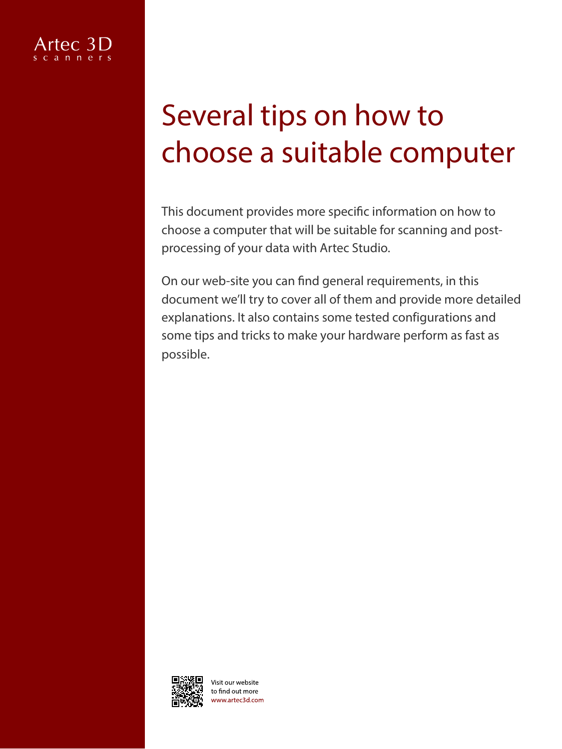Artec 3D
scanners

# Several tips on how to choose a suitable computer

This document provides more specific information on how to choose a computer that will be suitable for scanning and post-processing of your data with Artec Studio.

On our web-site you can find general requirements, in this document we'll try to cover all of them and provide more detailed explanations. It also contains some tested configurations and some tips and tricks to make your hardware perform as fast as possible.

Visit our website
to find out more
www.artec3d.com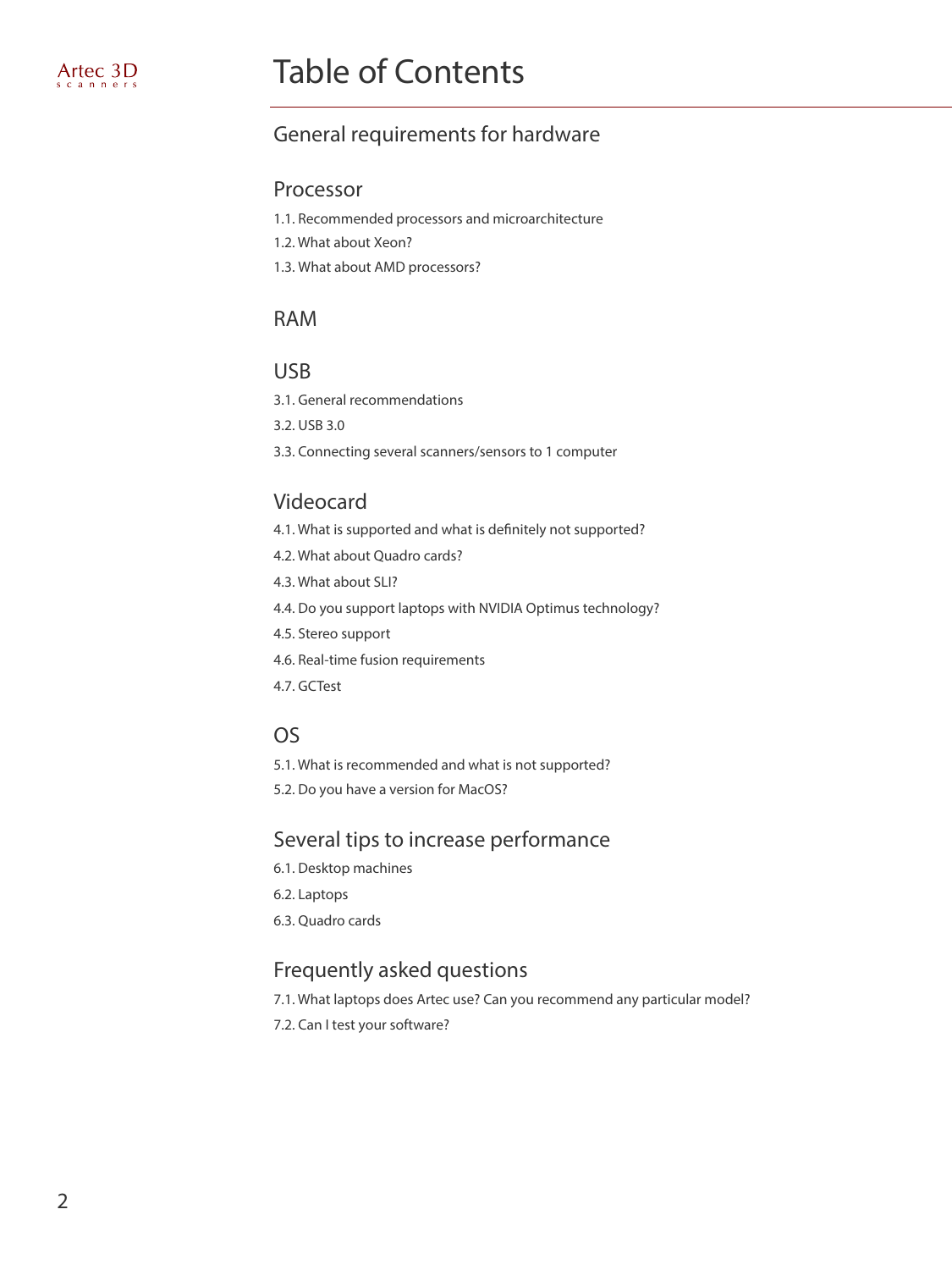# Table of Contents

## General requirements for hardware

### Processor

1.1. Recommended processors and microarchitecture

1.2. What about Xeon?

1.3. What about AMD processors?

### RAM

### USB

3.1. General recommendations

3.2. USB 3.0

3.3. Connecting several scanners/sensors to 1 computer

### Videocard

4.1. What is supported and what is definitely not supported?

4.2. What about Quadro cards?

4.3. What about SLI?

4.4. Do you support laptops with NVIDIA Optimus technology?

4.5. Stereo support

4.6. Real-time fusion requirements

4.7. GCTest

### OS

5.1. What is recommended and what is not supported?

5.2. Do you have a version for MacOS?

### Several tips to increase performance

6.1. Desktop machines

6.2. Laptops

6.3. Quadro cards

### Frequently asked questions

7.1. What laptops does Artec use? Can you recommend any particular model?

7.2. Can I test your software?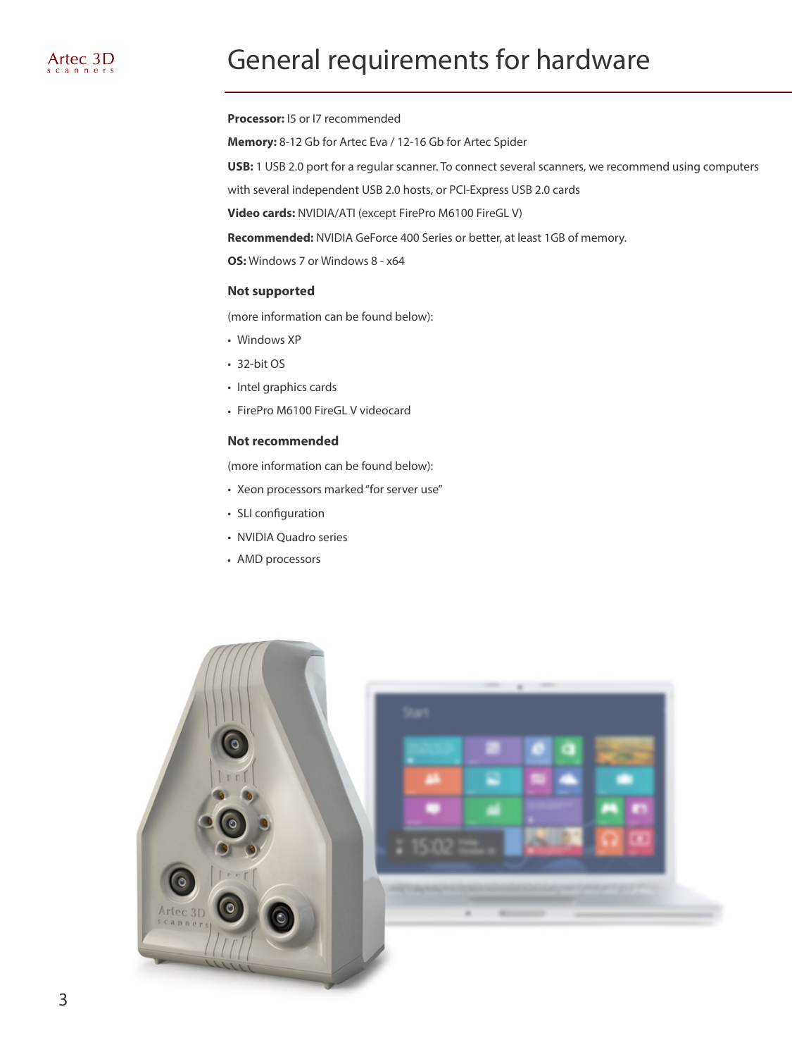# General requirements for hardware

**Processor:** I5 or I7 recommended

**Memory:** 8-12 Gb for Artec Eva / 12-16 Gb for Artec Spider

**USB:** 1 USB 2.0 port for a regular scanner. To connect several scanners, we recommend using computers with several independent USB 2.0 hosts, or PCI-Express USB 2.0 cards

**Video cards:** NVIDIA/ATI (except FirePro M6100 FireGL V)

**Recommended:** NVIDIA GeForce 400 Series or better, at least 1GB of memory.

**OS:** Windows 7 or Windows 8 - x64

## Not supported

(more information can be found below):

- Windows XP
- 32-bit OS
- Intel graphics cards
- FirePro M6100 FireGL V videocard

## Not recommended

(more information can be found below):

- Xeon processors marked "for server use"
- SLI configuration
- NVIDIA Quadro series
- AMD processors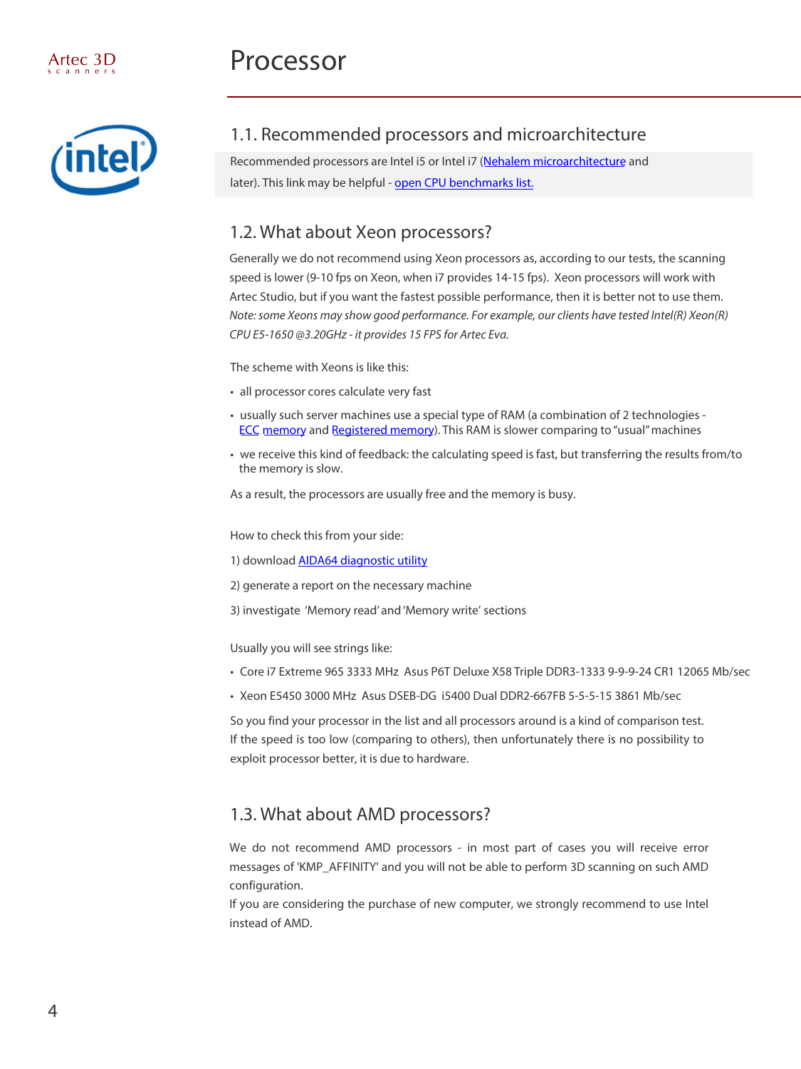# Processor

## 1.1. Recommended processors and microarchitecture

Recommended processors are Intel i5 or Intel i7 (Nehalem microarchitecture and later). This link may be helpful - open CPU benchmarks list.

## 1.2. What about Xeon processors?

Generally we do not recommend using Xeon processors as, according to our tests, the scanning speed is lower (9-10 fps on Xeon, when i7 provides 14-15 fps). Xeon processors will work with Artec Studio, but if you want the fastest possible performance, then it is better not to use them.
*Note: some Xeons may show good performance. For example, our clients have tested Intel(R) Xeon(R) CPU E5-1650 @3.20GHz - it provides 15 FPS for Artec Eva.*

The scheme with Xeons is like this:

- all processor cores calculate very fast
- usually such server machines use a special type of RAM (a combination of 2 technologies - ECC memory and Registered memory). This RAM is slower comparing to "usual" machines
- we receive this kind of feedback: the calculating speed is fast, but transferring the results from/to the memory is slow.

As a result, the processors are usually free and the memory is busy.

How to check this from your side:

1) download AIDA64 diagnostic utility

2) generate a report on the necessary machine

3) investigate 'Memory read' and 'Memory write' sections

Usually you will see strings like:

- Core i7 Extreme 965 3333 MHz Asus P6T Deluxe X58 Triple DDR3-1333 9-9-9-24 CR1 12065 Mb/sec
- Xeon E5450 3000 MHz Asus DSEB-DG i5400 Dual DDR2-667FB 5-5-5-15 3861 Mb/sec

So you find your processor in the list and all processors around is a kind of comparison test.
If the speed is too low (comparing to others), then unfortunately there is no possibility to exploit processor better, it is due to hardware.

## 1.3. What about AMD processors?

We do not recommend AMD processors - in most part of cases you will receive error messages of 'KMP_AFFINITY' and you will not be able to perform 3D scanning on such AMD configuration.
If you are considering the purchase of new computer, we strongly recommend to use Intel instead of AMD.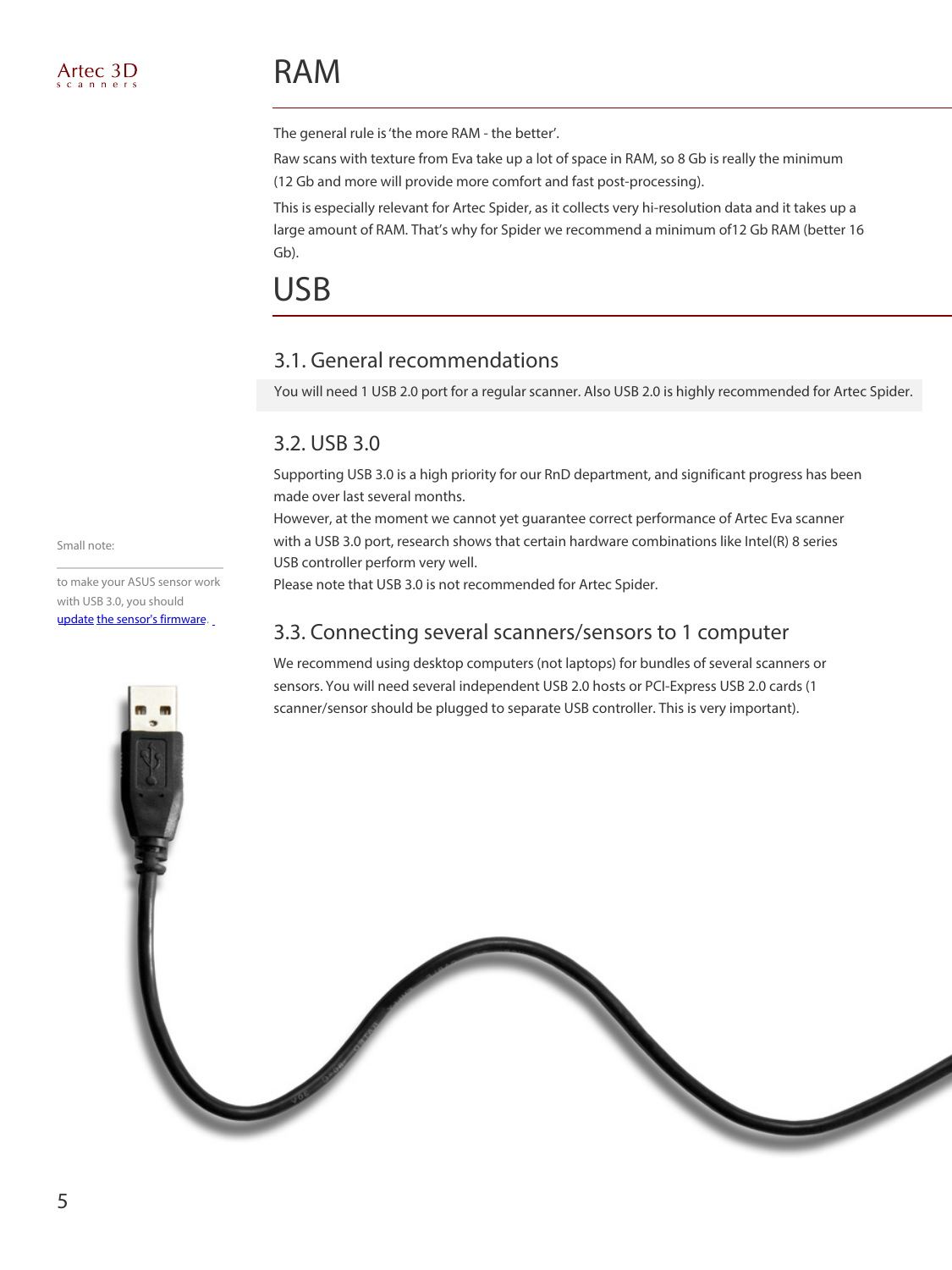# RAM

The general rule is 'the more RAM - the better'.

Raw scans with texture from Eva take up a lot of space in RAM, so 8 Gb is really the minimum (12 Gb and more will provide more comfort and fast post-processing).

This is especially relevant for Artec Spider, as it collects very hi-resolution data and it takes up a large amount of RAM. That's why for Spider we recommend a minimum of12 Gb RAM (better 16 Gb).

# USB

## 3.1. General recommendations

You will need 1 USB 2.0 port for a regular scanner. Also USB 2.0 is highly recommended for Artec Spider.

## 3.2. USB 3.0

Supporting USB 3.0 is a high priority for our RnD department, and significant progress has been made over last several months.

However, at the moment we cannot yet guarantee correct performance of Artec Eva scanner with a USB 3.0 port, research shows that certain hardware combinations like Intel(R) 8 series USB controller perform very well.

Please note that USB 3.0 is not recommended for Artec Spider.

Small note:

to make your ASUS sensor work with USB 3.0, you should update the sensor's firmware.

## 3.3. Connecting several scanners/sensors to 1 computer

We recommend using desktop computers (not laptops) for bundles of several scanners or sensors. You will need several independent USB 2.0 hosts or PCI-Express USB 2.0 cards (1 scanner/sensor should be plugged to separate USB controller. This is very important).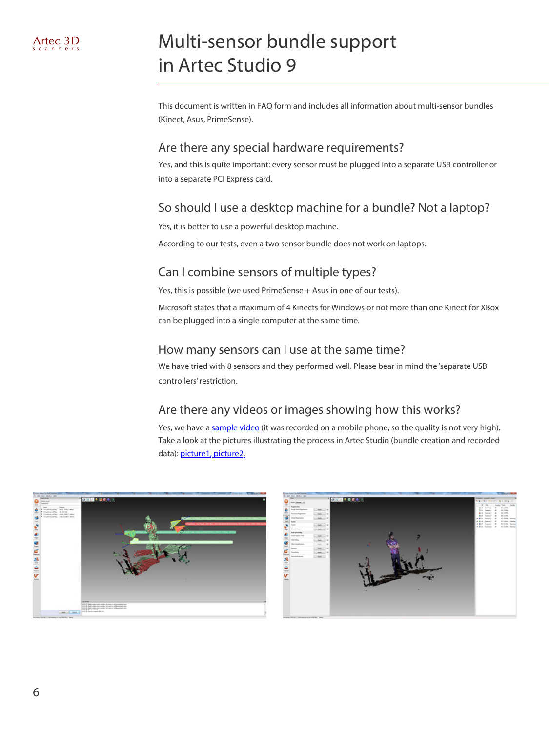# Multi-sensor bundle support in Artec Studio 9

This document is written in FAQ form and includes all information about multi-sensor bundles (Kinect, Asus, PrimeSense).

## Are there any special hardware requirements?

Yes, and this is quite important: every sensor must be plugged into a separate USB controller or into a separate PCI Express card.

## So should I use a desktop machine for a bundle? Not a laptop?

Yes, it is better to use a powerful desktop machine.

According to our tests, even a two sensor bundle does not work on laptops.

## Can I combine sensors of multiple types?

Yes, this is possible (we used PrimeSense + Asus in one of our tests).

Microsoft states that a maximum of 4 Kinects for Windows or not more than one Kinect for XBox can be plugged into a single computer at the same time.

## How many sensors can I use at the same time?

We have tried with 8 sensors and they performed well. Please bear in mind the 'separate USB controllers' restriction.

## Are there any videos or images showing how this works?

Yes, we have a sample video (it was recorded on a mobile phone, so the quality is not very high). Take a look at the pictures illustrating the process in Artec Studio (bundle creation and recorded data): picture1, picture2.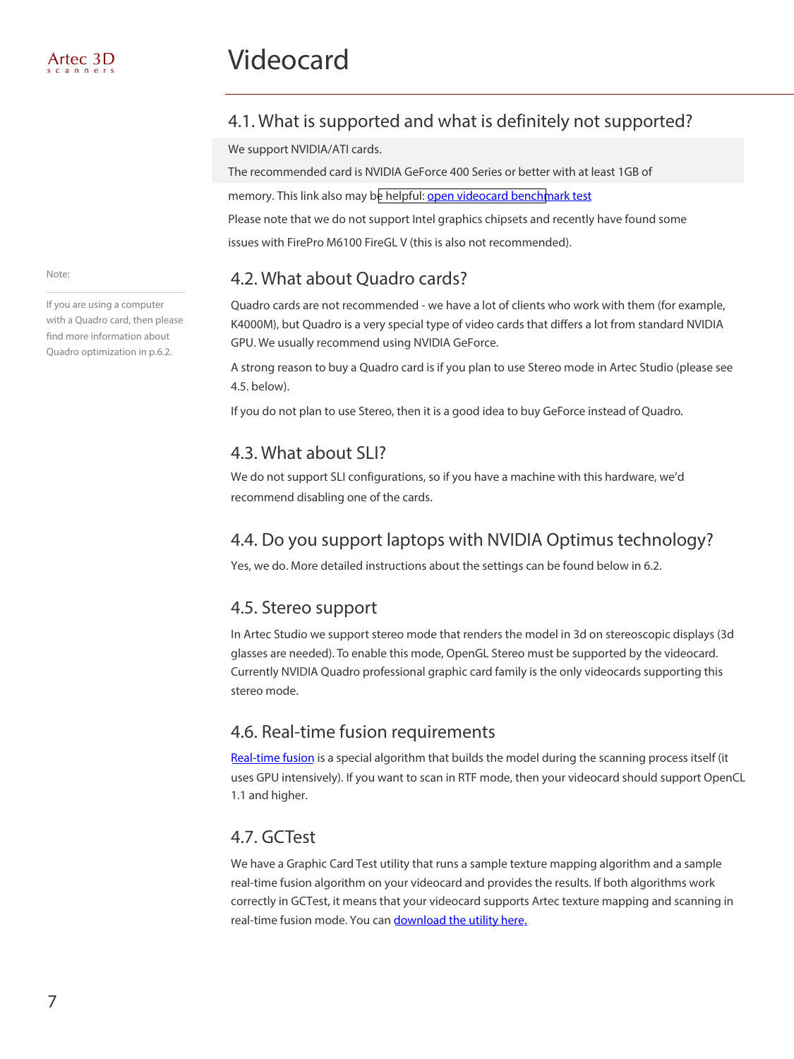# Videocard

## 4.1. What is supported and what is definitely not supported?

We support NVIDIA/ATI cards.

The recommended card is NVIDIA GeForce 400 Series or better with at least 1GB of memory. This link also may be helpful: [open videocard benchmark test]

Please note that we do not support Intel graphics chipsets and recently have found some issues with FirePro M6100 FireGL V (this is also not recommended).

## 4.2. What about Quadro cards?

Note:

If you are using a computer with a Quadro card, then please find more information about Quadro optimization in p.6.2.

Quadro cards are not recommended - we have a lot of clients who work with them (for example, K4000M), but Quadro is a very special type of video cards that differs a lot from standard NVIDIA GPU. We usually recommend using NVIDIA GeForce.

A strong reason to buy a Quadro card is if you plan to use Stereo mode in Artec Studio (please see 4.5. below).

If you do not plan to use Stereo, then it is a good idea to buy GeForce instead of Quadro.

## 4.3. What about SLI?

We do not support SLI configurations, so if you have a machine with this hardware, we'd recommend disabling one of the cards.

## 4.4. Do you support laptops with NVIDIA Optimus technology?

Yes, we do. More detailed instructions about the settings can be found below in 6.2.

## 4.5. Stereo support

In Artec Studio we support stereo mode that renders the model in 3d on stereoscopic displays (3d glasses are needed). To enable this mode, OpenGL Stereo must be supported by the videocard. Currently NVIDIA Quadro professional graphic card family is the only videocards supporting this stereo mode.

## 4.6. Real-time fusion requirements

Real-time fusion is a special algorithm that builds the model during the scanning process itself (it uses GPU intensively). If you want to scan in RTF mode, then your videocard should support OpenCL 1.1 and higher.

## 4.7. GCTest

We have a Graphic Card Test utility that runs a sample texture mapping algorithm and a sample real-time fusion algorithm on your videocard and provides the results. If both algorithms work correctly in GCTest, it means that your videocard supports Artec texture mapping and scanning in real-time fusion mode. You can download the utility here.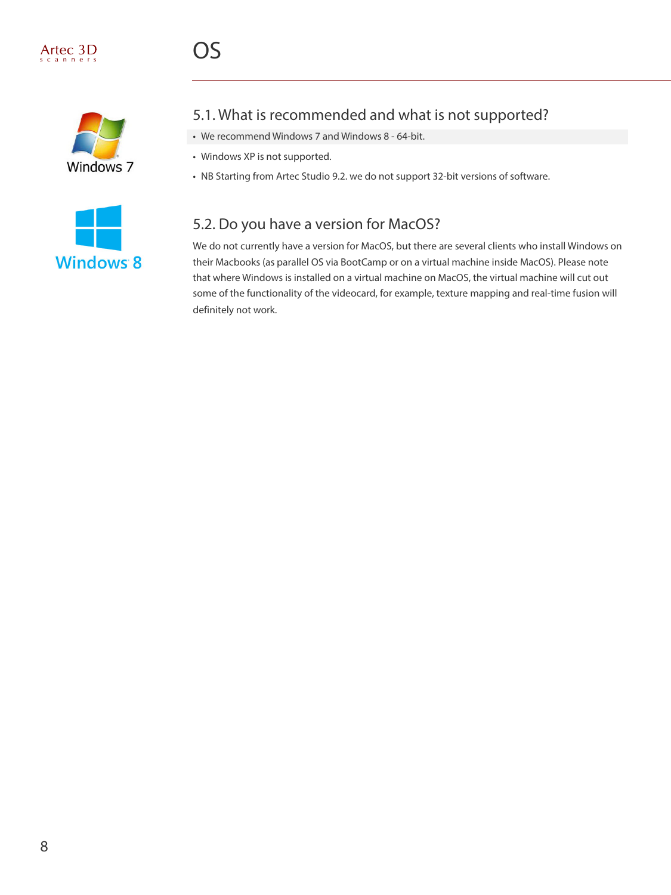# OS

## 5.1. What is recommended and what is not supported?

- We recommend Windows 7 and Windows 8 - 64-bit.
- Windows XP is not supported.
- NB Starting from Artec Studio 9.2. we do not support 32-bit versions of software.

## 5.2. Do you have a version for MacOS?

We do not currently have a version for MacOS, but there are several clients who install Windows on their Macbooks (as parallel OS via BootCamp or on a virtual machine inside MacOS). Please note that where Windows is installed on a virtual machine on MacOS, the virtual machine will cut out some of the functionality of the videocard, for example, texture mapping and real-time fusion will definitely not work.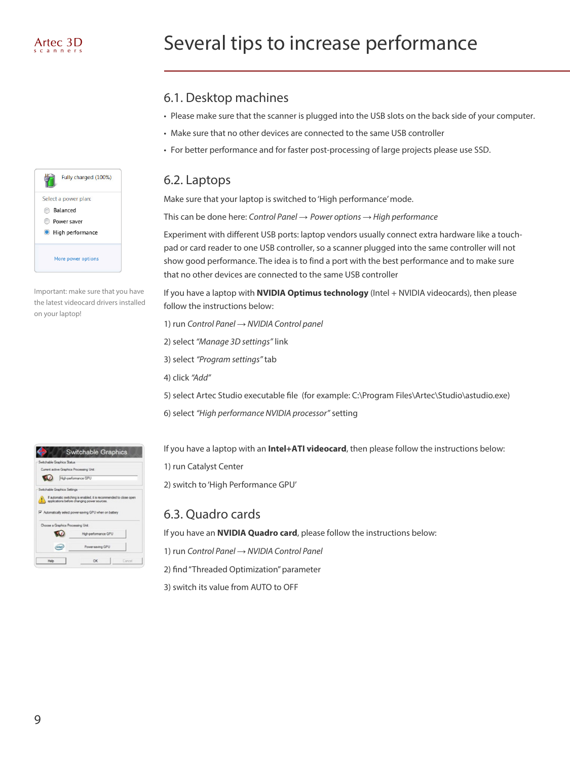# Several tips to increase performance

## 6.1. Desktop machines

- Please make sure that the scanner is plugged into the USB slots on the back side of your computer.
- Make sure that no other devices are connected to the same USB controller
- For better performance and for faster post-processing of large projects please use SSD.

## 6.2. Laptops

Make sure that your laptop is switched to 'High performance' mode.

This can be done here: *Control Panel → Power options → High performance*

Experiment with different USB ports: laptop vendors usually connect extra hardware like a touch-pad or card reader to one USB controller, so a scanner plugged into the same controller will not show good performance. The idea is to find a port with the best performance and to make sure that no other devices are connected to the same USB controller

Important: make sure that you have the latest videocard drivers installed on your laptop!

If you have a laptop with **NVIDIA Optimus technology** (Intel + NVIDIA videocards), then please follow the instructions below:

1) run *Control Panel → NVIDIA Control panel*

2) select *"Manage 3D settings"* link

3) select *"Program settings"* tab

4) click *"Add"*

5) select Artec Studio executable file (for example: C:\Program Files\Artec\Studio\astudio.exe)

6) select *"High performance NVIDIA processor"* setting

If you have a laptop with an **Intel+ATI videocard**, then please follow the instructions below:

1) run Catalyst Center

2) switch to 'High Performance GPU'

## 6.3. Quadro cards

If you have an **NVIDIA Quadro card**, please follow the instructions below:

1) run *Control Panel → NVIDIA Control Panel*

2) find "Threaded Optimization" parameter

3) switch its value from AUTO to OFF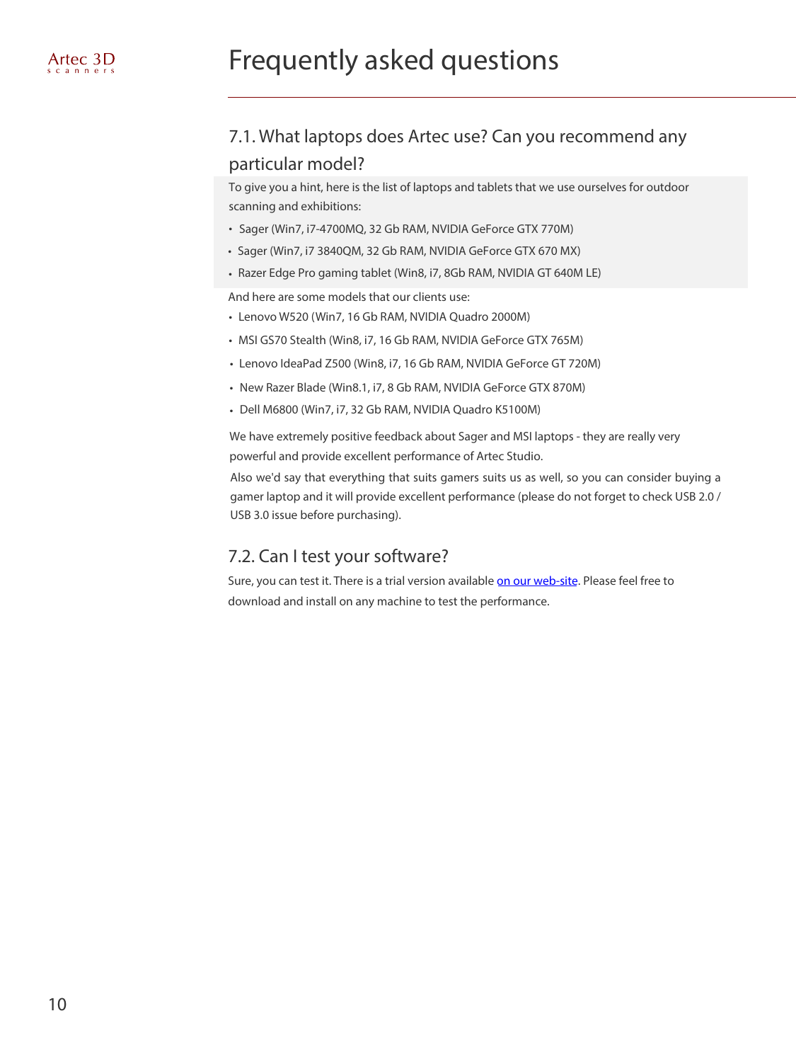# Frequently asked questions

## 7.1. What laptops does Artec use? Can you recommend any particular model?

To give you a hint, here is the list of laptops and tablets that we use ourselves for outdoor scanning and exhibitions:

- Sager (Win7, i7-4700MQ, 32 Gb RAM, NVIDIA GeForce GTX 770M)
- Sager (Win7, i7 3840QM, 32 Gb RAM, NVIDIA GeForce GTX 670 MX)
- Razer Edge Pro gaming tablet (Win8, i7, 8Gb RAM, NVIDIA GT 640M LE)

And here are some models that our clients use:

- Lenovo W520 (Win7, 16 Gb RAM, NVIDIA Quadro 2000M)
- MSI GS70 Stealth (Win8, i7, 16 Gb RAM, NVIDIA GeForce GTX 765M)
- Lenovo IdeaPad Z500 (Win8, i7, 16 Gb RAM, NVIDIA GeForce GT 720M)
- New Razer Blade (Win8.1, i7, 8 Gb RAM, NVIDIA GeForce GTX 870M)
- Dell M6800 (Win7, i7, 32 Gb RAM, NVIDIA Quadro K5100M)

We have extremely positive feedback about Sager and MSI laptops - they are really very powerful and provide excellent performance of Artec Studio.

Also we'd say that everything that suits gamers suits us as well, so you can consider buying a gamer laptop and it will provide excellent performance (please do not forget to check USB 2.0 / USB 3.0 issue before purchasing).

## 7.2. Can I test your software?

Sure, you can test it. There is a trial version available on our web-site. Please feel free to download and install on any machine to test the performance.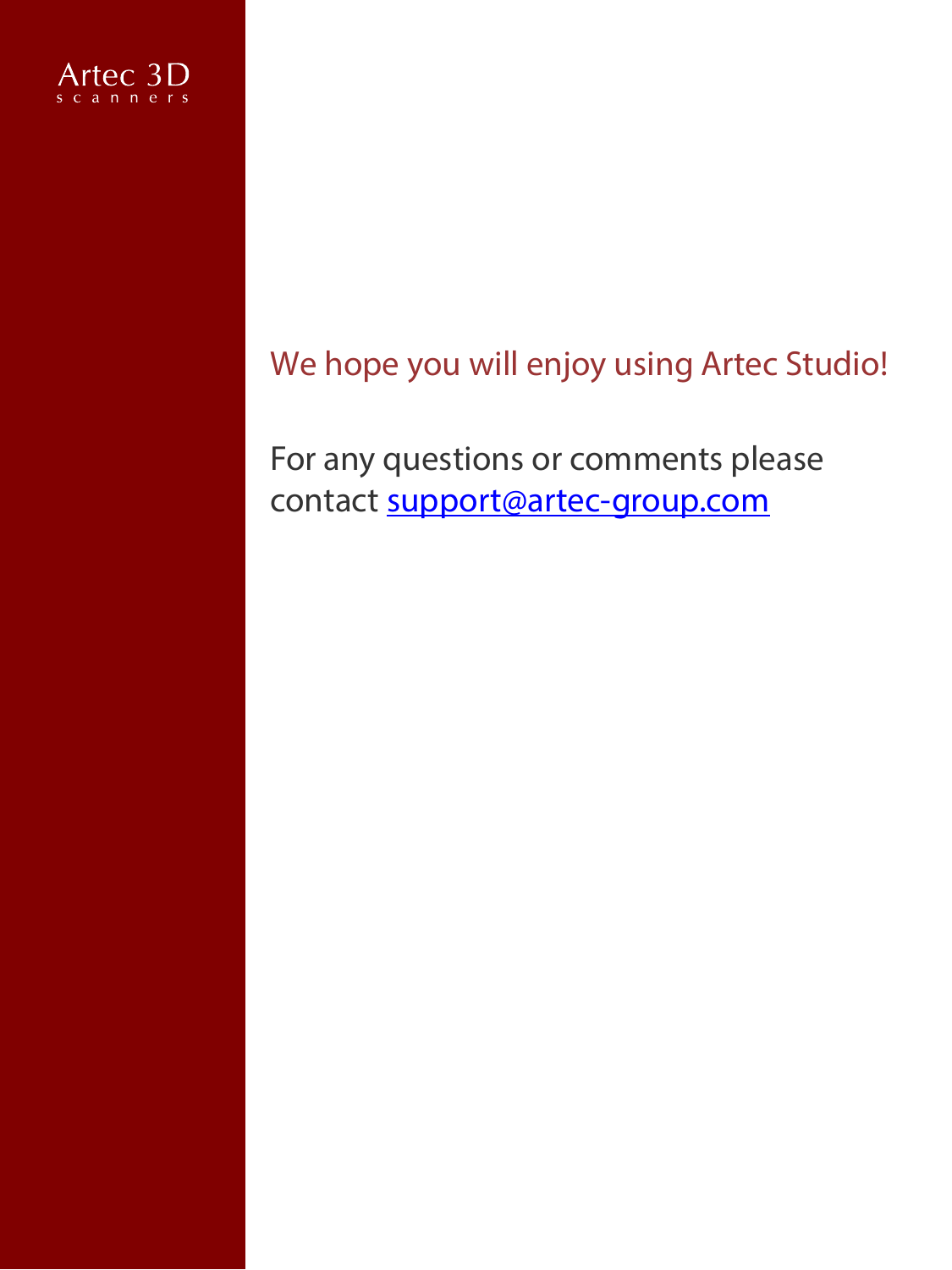Artec 3D
scanners

We hope you will enjoy using Artec Studio!

For any questions or comments please contact support@artec-group.com